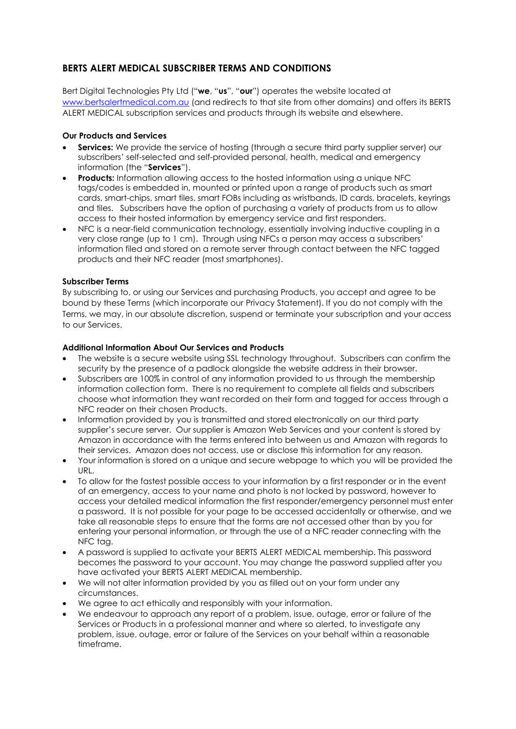# BERTS ALERT MEDICAL SUBSCRIBER TERMS AND CONDITIONS

Bert Digital Technologies Pty Ltd ("**we**", "**us**", "**our**") operates the website located at www.bertsalertmedical.com.au (and redirects to that site from other domains) and offers its BERTS ALERT MEDICAL subscription services and products through its website and elsewhere.

### Our Products and Services

- **Services:** We provide the service of hosting (through a secure third party supplier server) our subscribers' self-selected and self-provided personal, health, medical and emergency information (the "**Services**").
- **Products:** Information allowing access to the hosted information using a unique NFC tags/codes is embedded in, mounted or printed upon a range of products such as smart cards, smart-chips, smart tiles, smart FOBs including as wristbands, ID cards, bracelets, keyrings and tiles. Subscribers have the option of purchasing a variety of products from us to allow access to their hosted information by emergency service and first responders.
- NFC is a near-field communication technology, essentially involving inductive coupling in a very close range (up to 1 cm). Through using NFCs a person may access a subscribers' information filed and stored on a remote server through contact between the NFC tagged products and their NFC reader (most smartphones).

### Subscriber Terms

By subscribing to, or using our Services and purchasing Products, you accept and agree to be bound by these Terms (which incorporate our Privacy Statement). If you do not comply with the Terms, we may, in our absolute discretion, suspend or terminate your subscription and your access to our Services.

### Additional Information About Our Services and Products

- The website is a secure website using SSL technology throughout. Subscribers can confirm the security by the presence of a padlock alongside the website address in their browser.
- Subscribers are 100% in control of any information provided to us through the membership information collection form. There is no requirement to complete all fields and subscribers choose what information they want recorded on their form and tagged for access through a NFC reader on their chosen Products.
- Information provided by you is transmitted and stored electronically on our third party supplier's secure server. Our supplier is Amazon Web Services and your content is stored by Amazon in accordance with the terms entered into between us and Amazon with regards to their services. Amazon does not access, use or disclose this information for any reason.
- Your information is stored on a unique and secure webpage to which you will be provided the URL.
- To allow for the fastest possible access to your information by a first responder or in the event of an emergency, access to your name and photo is not locked by password, however to access your detailed medical information the first responder/emergency personnel must enter a password. It is not possible for your page to be accessed accidentally or otherwise, and we take all reasonable steps to ensure that the forms are not accessed other than by you for entering your personal information, or through the use of a NFC reader connecting with the NFC tag.
- A password is supplied to activate your BERTS ALERT MEDICAL membership. This password becomes the password to your account. You may change the password supplied after you have activated your BERTS ALERT MEDICAL membership.
- We will not alter information provided by you as filled out on your form under any circumstances.
- We agree to act ethically and responsibly with your information.
- We endeavour to approach any report of a problem, issue, outage, error or failure of the Services or Products in a professional manner and where so alerted, to investigate any problem, issue, outage, error or failure of the Services on your behalf within a reasonable timeframe.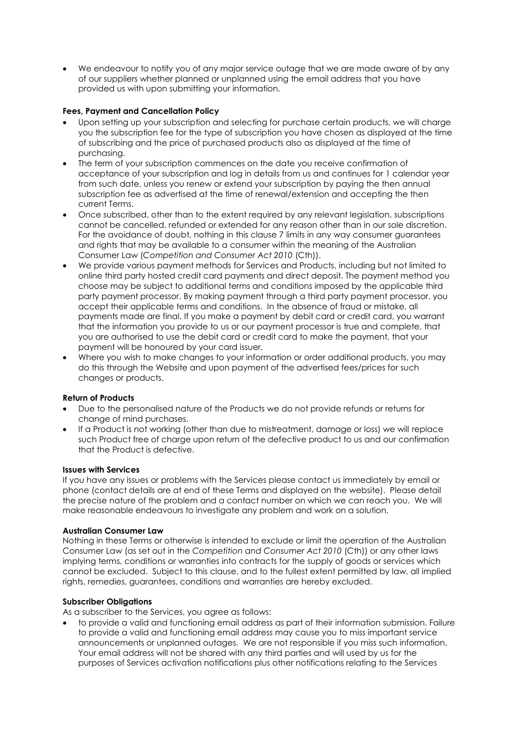- We endeavour to notify you of any major service outage that we are made aware of by any of our suppliers whether planned or unplanned using the email address that you have provided us with upon submitting your information.

**Fees, Payment and Cancellation Policy**

- Upon setting up your subscription and selecting for purchase certain products, we will charge you the subscription fee for the type of subscription you have chosen as displayed at the time of subscribing and the price of purchased products also as displayed at the time of purchasing.
- The term of your subscription commences on the date you receive confirmation of acceptance of your subscription and log in details from us and continues for 1 calendar year from such date, unless you renew or extend your subscription by paying the then annual subscription fee as advertised at the time of renewal/extension and accepting the then current Terms.
- Once subscribed, other than to the extent required by any relevant legislation, subscriptions cannot be cancelled, refunded or extended for any reason other than in our sole discretion. For the avoidance of doubt, nothing in this clause 7 limits in any way consumer guarantees and rights that may be available to a consumer within the meaning of the Australian Consumer Law (*Competition and Consumer Act 2010* (Cth)).
- We provide various payment methods for Services and Products, including but not limited to online third party hosted credit card payments and direct deposit. The payment method you choose may be subject to additional terms and conditions imposed by the applicable third party payment processor. By making payment through a third party payment processor, you accept their applicable terms and conditions. In the absence of fraud or mistake, all payments made are final. If you make a payment by debit card or credit card, you warrant that the information you provide to us or our payment processor is true and complete, that you are authorised to use the debit card or credit card to make the payment, that your payment will be honoured by your card issuer.
- Where you wish to make changes to your information or order additional products, you may do this through the Website and upon payment of the advertised fees/prices for such changes or products.

**Return of Products**

- Due to the personalised nature of the Products we do not provide refunds or returns for change of mind purchases.
- If a Product is not working (other than due to mistreatment, damage or loss) we will replace such Product free of charge upon return of the defective product to us and our confirmation that the Product is defective.

**Issues with Services**

If you have any issues or problems with the Services please contact us immediately by email or phone (contact details are at end of these Terms and displayed on the website). Please detail the precise nature of the problem and a contact number on which we can reach you. We will make reasonable endeavours to investigate any problem and work on a solution.

**Australian Consumer Law**

Nothing in these Terms or otherwise is intended to exclude or limit the operation of the Australian Consumer Law (as set out in the *Competition and Consumer Act 2010* (Cth)) or any other laws implying terms, conditions or warranties into contracts for the supply of goods or services which cannot be excluded. Subject to this clause, and to the fullest extent permitted by law, all implied rights, remedies, guarantees, conditions and warranties are hereby excluded.

**Subscriber Obligations**

As a subscriber to the Services, you agree as follows:

- to provide a valid and functioning email address as part of their information submission. Failure to provide a valid and functioning email address may cause you to miss important service announcements or unplanned outages. We are not responsible if you miss such information. Your email address will not be shared with any third parties and will used by us for the purposes of Services activation notifications plus other notifications relating to the Services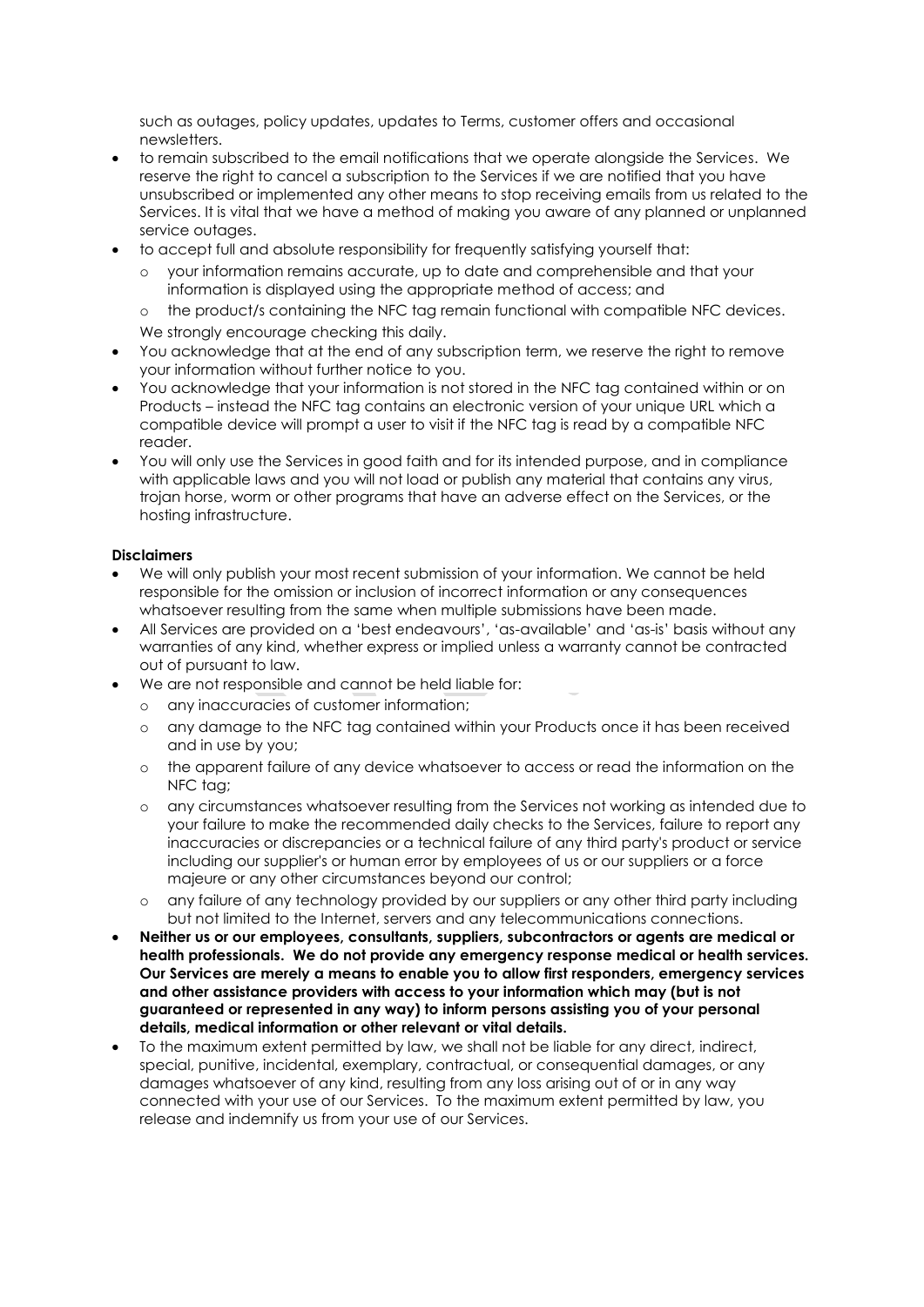such as outages, policy updates, updates to Terms, customer offers and occasional newsletters.

- to remain subscribed to the email notifications that we operate alongside the Services. We reserve the right to cancel a subscription to the Services if we are notified that you have unsubscribed or implemented any other means to stop receiving emails from us related to the Services. It is vital that we have a method of making you aware of any planned or unplanned service outages.
- to accept full and absolute responsibility for frequently satisfying yourself that:
  - your information remains accurate, up to date and comprehensible and that your information is displayed using the appropriate method of access; and
  - the product/s containing the NFC tag remain functional with compatible NFC devices.

  We strongly encourage checking this daily.
- You acknowledge that at the end of any subscription term, we reserve the right to remove your information without further notice to you.
- You acknowledge that your information is not stored in the NFC tag contained within or on Products – instead the NFC tag contains an electronic version of your unique URL which a compatible device will prompt a user to visit if the NFC tag is read by a compatible NFC reader.
- You will only use the Services in good faith and for its intended purpose, and in compliance with applicable laws and you will not load or publish any material that contains any virus, trojan horse, worm or other programs that have an adverse effect on the Services, or the hosting infrastructure.

**Disclaimers**

- We will only publish your most recent submission of your information. We cannot be held responsible for the omission or inclusion of incorrect information or any consequences whatsoever resulting from the same when multiple submissions have been made.
- All Services are provided on a 'best endeavours', 'as-available' and 'as-is' basis without any warranties of any kind, whether express or implied unless a warranty cannot be contracted out of pursuant to law.
- We are not responsible and cannot be held liable for:
  - any inaccuracies of customer information;
  - any damage to the NFC tag contained within your Products once it has been received and in use by you;
  - the apparent failure of any device whatsoever to access or read the information on the NFC tag;
  - any circumstances whatsoever resulting from the Services not working as intended due to your failure to make the recommended daily checks to the Services, failure to report any inaccuracies or discrepancies or a technical failure of any third party's product or service including our supplier's or human error by employees of us or our suppliers or a force majeure or any other circumstances beyond our control;
  - any failure of any technology provided by our suppliers or any other third party including but not limited to the Internet, servers and any telecommunications connections.
- **Neither us or our employees, consultants, suppliers, subcontractors or agents are medical or health professionals. We do not provide any emergency response medical or health services. Our Services are merely a means to enable you to allow first responders, emergency services and other assistance providers with access to your information which may (but is not guaranteed or represented in any way) to inform persons assisting you of your personal details, medical information or other relevant or vital details.**
- To the maximum extent permitted by law, we shall not be liable for any direct, indirect, special, punitive, incidental, exemplary, contractual, or consequential damages, or any damages whatsoever of any kind, resulting from any loss arising out of or in any way connected with your use of our Services. To the maximum extent permitted by law, you release and indemnify us from your use of our Services.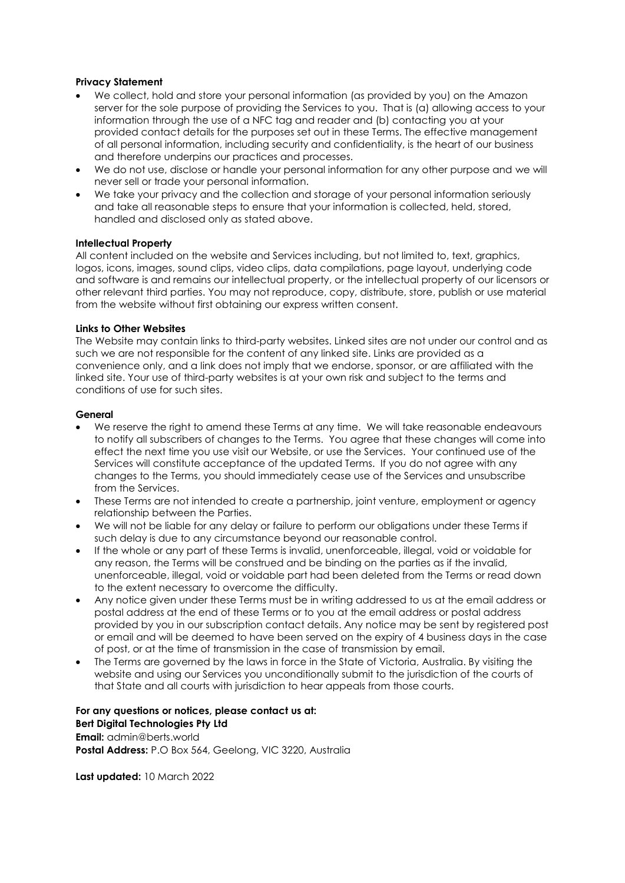**Privacy Statement**

- We collect, hold and store your personal information (as provided by you) on the Amazon server for the sole purpose of providing the Services to you. That is (a) allowing access to your information through the use of a NFC tag and reader and (b) contacting you at your provided contact details for the purposes set out in these Terms. The effective management of all personal information, including security and confidentiality, is the heart of our business and therefore underpins our practices and processes.
- We do not use, disclose or handle your personal information for any other purpose and we will never sell or trade your personal information.
- We take your privacy and the collection and storage of your personal information seriously and take all reasonable steps to ensure that your information is collected, held, stored, handled and disclosed only as stated above.

**Intellectual Property**

All content included on the website and Services including, but not limited to, text, graphics, logos, icons, images, sound clips, video clips, data compilations, page layout, underlying code and software is and remains our intellectual property, or the intellectual property of our licensors or other relevant third parties. You may not reproduce, copy, distribute, store, publish or use material from the website without first obtaining our express written consent.

**Links to Other Websites**

The Website may contain links to third-party websites. Linked sites are not under our control and as such we are not responsible for the content of any linked site. Links are provided as a convenience only, and a link does not imply that we endorse, sponsor, or are affiliated with the linked site. Your use of third-party websites is at your own risk and subject to the terms and conditions of use for such sites.

**General**

- We reserve the right to amend these Terms at any time. We will take reasonable endeavours to notify all subscribers of changes to the Terms. You agree that these changes will come into effect the next time you use visit our Website, or use the Services. Your continued use of the Services will constitute acceptance of the updated Terms. If you do not agree with any changes to the Terms, you should immediately cease use of the Services and unsubscribe from the Services.
- These Terms are not intended to create a partnership, joint venture, employment or agency relationship between the Parties.
- We will not be liable for any delay or failure to perform our obligations under these Terms if such delay is due to any circumstance beyond our reasonable control.
- If the whole or any part of these Terms is invalid, unenforceable, illegal, void or voidable for any reason, the Terms will be construed and be binding on the parties as if the invalid, unenforceable, illegal, void or voidable part had been deleted from the Terms or read down to the extent necessary to overcome the difficulty.
- Any notice given under these Terms must be in writing addressed to us at the email address or postal address at the end of these Terms or to you at the email address or postal address provided by you in our subscription contact details. Any notice may be sent by registered post or email and will be deemed to have been served on the expiry of 4 business days in the case of post, or at the time of transmission in the case of transmission by email.
- The Terms are governed by the laws in force in the State of Victoria, Australia. By visiting the website and using our Services you unconditionally submit to the jurisdiction of the courts of that State and all courts with jurisdiction to hear appeals from those courts.

**For any questions or notices, please contact us at:**
**Bert Digital Technologies Pty Ltd**
**Email:** admin@berts.world
**Postal Address:** P.O Box 564, Geelong, VIC 3220, Australia

**Last updated:** 10 March 2022